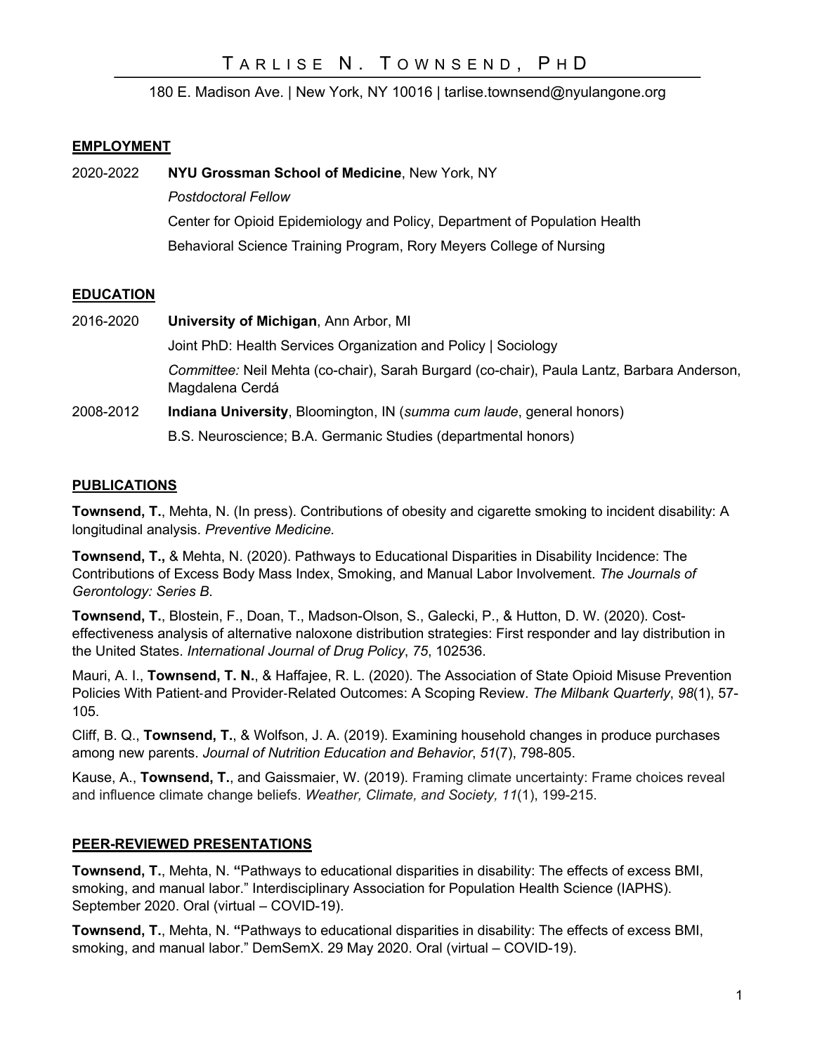# Tarlise N. Townsend, PhD

180 E. Madison Ave. | New York, NY 10016 | tarlise.townsend@nyulangone.org

## EMPLOYMENT

2020-2022 **NYU Grossman School of Medicine**, New York, NY

*Postdoctoral Fellow*

Center for Opioid Epidemiology and Policy, Department of Population Health

Behavioral Science Training Program, Rory Meyers College of Nursing

## EDUCATION

2016-2020 **University of Michigan**, Ann Arbor, MI

Joint PhD: Health Services Organization and Policy | Sociology

*Committee:* Neil Mehta (co-chair), Sarah Burgard (co-chair), Paula Lantz, Barbara Anderson, Magdalena Cerdá

2008-2012 **Indiana University**, Bloomington, IN (*summa cum laude*, general honors)

B.S. Neuroscience; B.A. Germanic Studies (departmental honors)

## PUBLICATIONS

**Townsend, T.**, Mehta, N. (In press). Contributions of obesity and cigarette smoking to incident disability: A longitudinal analysis. *Preventive Medicine.*

**Townsend, T.,** & Mehta, N. (2020). Pathways to Educational Disparities in Disability Incidence: The Contributions of Excess Body Mass Index, Smoking, and Manual Labor Involvement. *The Journals of Gerontology: Series B*.

**Townsend, T.**, Blostein, F., Doan, T., Madson-Olson, S., Galecki, P., & Hutton, D. W. (2020). Cost-effectiveness analysis of alternative naloxone distribution strategies: First responder and lay distribution in the United States. *International Journal of Drug Policy*, *75*, 102536.

Mauri, A. I., **Townsend, T. N.**, & Haffajee, R. L. (2020). The Association of State Opioid Misuse Prevention Policies With Patient‐and Provider‐Related Outcomes: A Scoping Review. *The Milbank Quarterly*, *98*(1), 57-105.

Cliff, B. Q., **Townsend, T.**, & Wolfson, J. A. (2019). Examining household changes in produce purchases among new parents. *Journal of Nutrition Education and Behavior*, *51*(7), 798-805.

Kause, A., **Townsend, T.**, and Gaissmaier, W. (2019). Framing climate uncertainty: Frame choices reveal and influence climate change beliefs. *Weather, Climate, and Society, 11*(1), 199-215.

## PEER-REVIEWED PRESENTATIONS

**Townsend, T.**, Mehta, N. **"**Pathways to educational disparities in disability: The effects of excess BMI, smoking, and manual labor." Interdisciplinary Association for Population Health Science (IAPHS). September 2020. Oral (virtual – COVID-19).

**Townsend, T.**, Mehta, N. **"**Pathways to educational disparities in disability: The effects of excess BMI, smoking, and manual labor." DemSemX. 29 May 2020. Oral (virtual – COVID-19).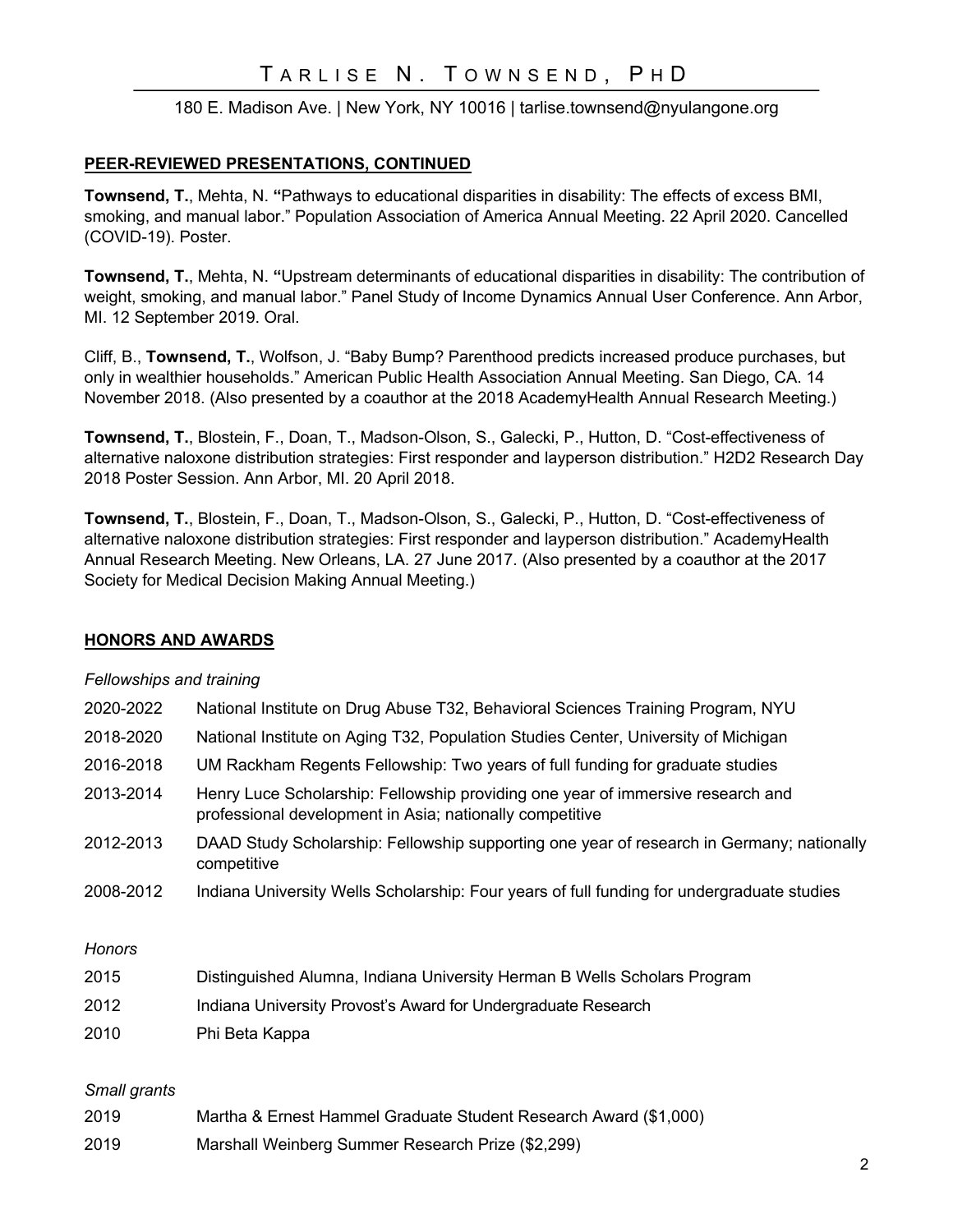## PEER-REVIEWED PRESENTATIONS, CONTINUED

**Townsend, T.**, Mehta, N. **"**Pathways to educational disparities in disability: The effects of excess BMI, smoking, and manual labor." Population Association of America Annual Meeting. 22 April 2020. Cancelled (COVID-19). Poster.

**Townsend, T.**, Mehta, N. **"**Upstream determinants of educational disparities in disability: The contribution of weight, smoking, and manual labor." Panel Study of Income Dynamics Annual User Conference. Ann Arbor, MI. 12 September 2019. Oral.

Cliff, B., **Townsend, T.**, Wolfson, J. "Baby Bump? Parenthood predicts increased produce purchases, but only in wealthier households." American Public Health Association Annual Meeting. San Diego, CA. 14 November 2018. (Also presented by a coauthor at the 2018 AcademyHealth Annual Research Meeting.)

**Townsend, T.**, Blostein, F., Doan, T., Madson-Olson, S., Galecki, P., Hutton, D. "Cost-effectiveness of alternative naloxone distribution strategies: First responder and layperson distribution." H2D2 Research Day 2018 Poster Session. Ann Arbor, MI. 20 April 2018.

**Townsend, T.**, Blostein, F., Doan, T., Madson-Olson, S., Galecki, P., Hutton, D. "Cost-effectiveness of alternative naloxone distribution strategies: First responder and layperson distribution." AcademyHealth Annual Research Meeting. New Orleans, LA. 27 June 2017. (Also presented by a coauthor at the 2017 Society for Medical Decision Making Annual Meeting.)

## HONORS AND AWARDS

*Fellowships and training*

2020-2022 National Institute on Drug Abuse T32, Behavioral Sciences Training Program, NYU

2018-2020 National Institute on Aging T32, Population Studies Center, University of Michigan

2016-2018 UM Rackham Regents Fellowship: Two years of full funding for graduate studies

2013-2014 Henry Luce Scholarship: Fellowship providing one year of immersive research and professional development in Asia; nationally competitive

2012-2013 DAAD Study Scholarship: Fellowship supporting one year of research in Germany; nationally competitive

2008-2012 Indiana University Wells Scholarship: Four years of full funding for undergraduate studies

*Honors*

2015 Distinguished Alumna, Indiana University Herman B Wells Scholars Program

2012 Indiana University Provost's Award for Undergraduate Research

2010 Phi Beta Kappa

*Small grants*

2019 Martha & Ernest Hammel Graduate Student Research Award ($1,000)

2019 Marshall Weinberg Summer Research Prize ($2,299)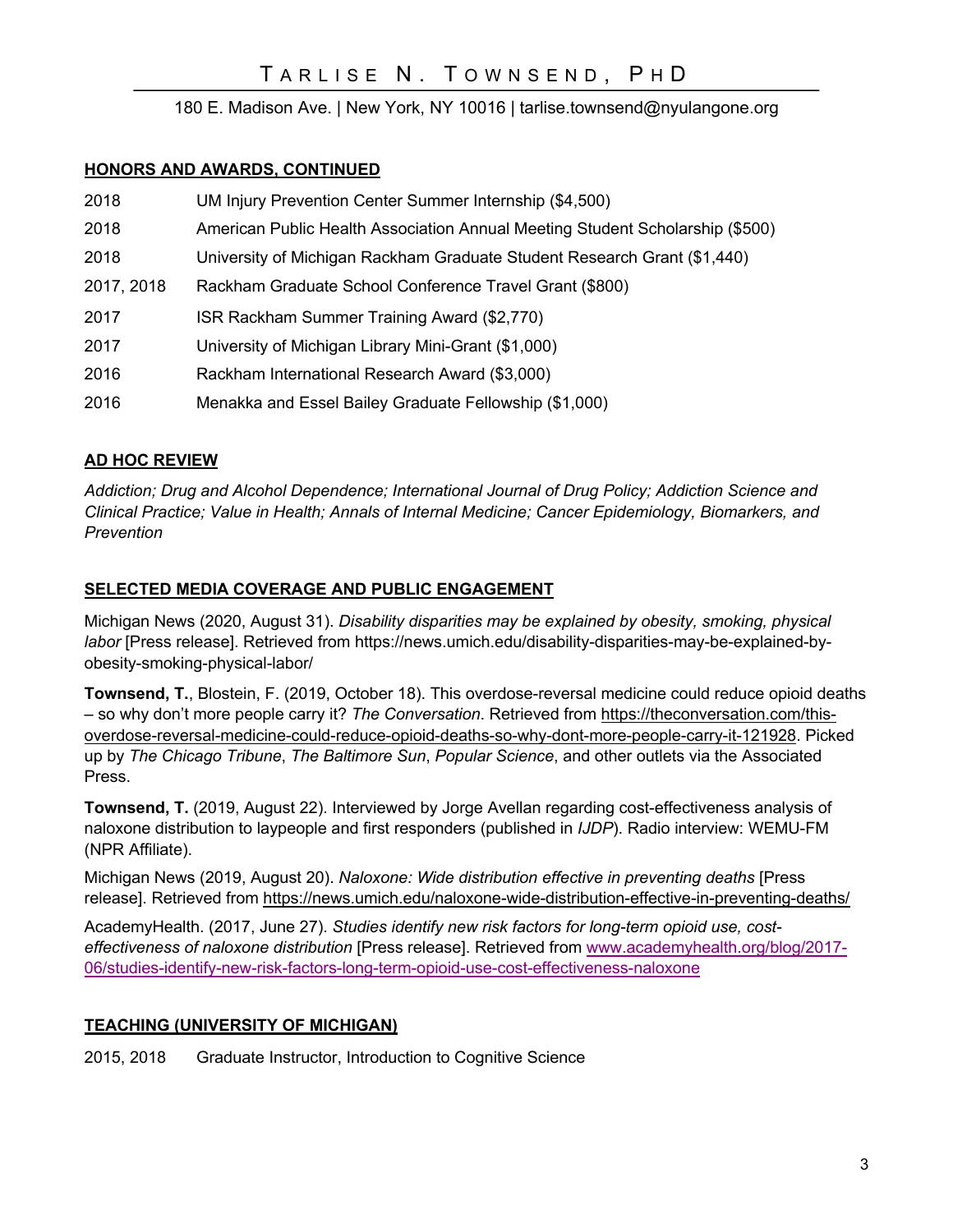## HONORS AND AWARDS, CONTINUED

| | |
|---|---|
| 2018 | UM Injury Prevention Center Summer Internship ($4,500) |
| 2018 | American Public Health Association Annual Meeting Student Scholarship ($500) |
| 2018 | University of Michigan Rackham Graduate Student Research Grant ($1,440) |
| 2017, 2018 | Rackham Graduate School Conference Travel Grant ($800) |
| 2017 | ISR Rackham Summer Training Award ($2,770) |
| 2017 | University of Michigan Library Mini-Grant ($1,000) |
| 2016 | Rackham International Research Award ($3,000) |
| 2016 | Menakka and Essel Bailey Graduate Fellowship ($1,000) |

## AD HOC REVIEW

*Addiction; Drug and Alcohol Dependence; International Journal of Drug Policy; Addiction Science and Clinical Practice; Value in Health; Annals of Internal Medicine; Cancer Epidemiology, Biomarkers, and Prevention*

## SELECTED MEDIA COVERAGE AND PUBLIC ENGAGEMENT

Michigan News (2020, August 31). *Disability disparities may be explained by obesity, smoking, physical labor* [Press release]. Retrieved from https://news.umich.edu/disability-disparities-may-be-explained-by-obesity-smoking-physical-labor/

**Townsend, T.**, Blostein, F. (2019, October 18). This overdose-reversal medicine could reduce opioid deaths – so why don't more people carry it? *The Conversation*. Retrieved from https://theconversation.com/this-overdose-reversal-medicine-could-reduce-opioid-deaths-so-why-dont-more-people-carry-it-121928. Picked up by *The Chicago Tribune*, *The Baltimore Sun*, *Popular Science*, and other outlets via the Associated Press.

**Townsend, T.** (2019, August 22). Interviewed by Jorge Avellan regarding cost-effectiveness analysis of naloxone distribution to laypeople and first responders (published in *IJDP*). Radio interview: WEMU-FM (NPR Affiliate).

Michigan News (2019, August 20). *Naloxone: Wide distribution effective in preventing deaths* [Press release]. Retrieved from https://news.umich.edu/naloxone-wide-distribution-effective-in-preventing-deaths/

AcademyHealth. (2017, June 27). *Studies identify new risk factors for long-term opioid use, cost-effectiveness of naloxone distribution* [Press release]. Retrieved from www.academyhealth.org/blog/2017-06/studies-identify-new-risk-factors-long-term-opioid-use-cost-effectiveness-naloxone

## TEACHING (UNIVERSITY OF MICHIGAN)

| | |
|---|---|
| 2015, 2018 | Graduate Instructor, Introduction to Cognitive Science |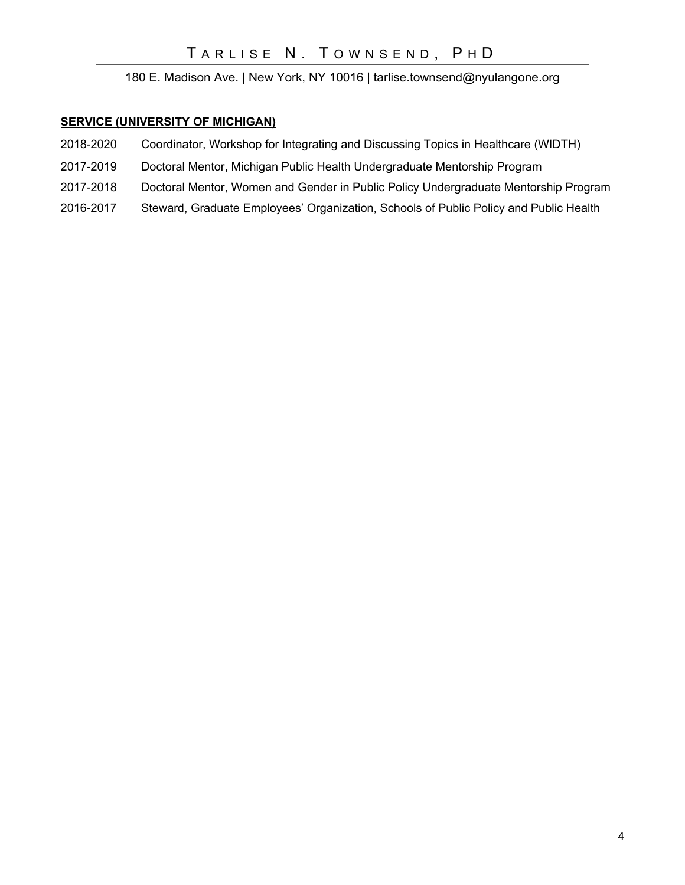# TARLISE N. TOWNSEND, PHD

180 E. Madison Ave. | New York, NY 10016 | tarlise.townsend@nyulangone.org

## SERVICE (UNIVERSITY OF MICHIGAN)

2018-2020 Coordinator, Workshop for Integrating and Discussing Topics in Healthcare (WIDTH)

2017-2019 Doctoral Mentor, Michigan Public Health Undergraduate Mentorship Program

2017-2018 Doctoral Mentor, Women and Gender in Public Policy Undergraduate Mentorship Program

2016-2017 Steward, Graduate Employees' Organization, Schools of Public Policy and Public Health